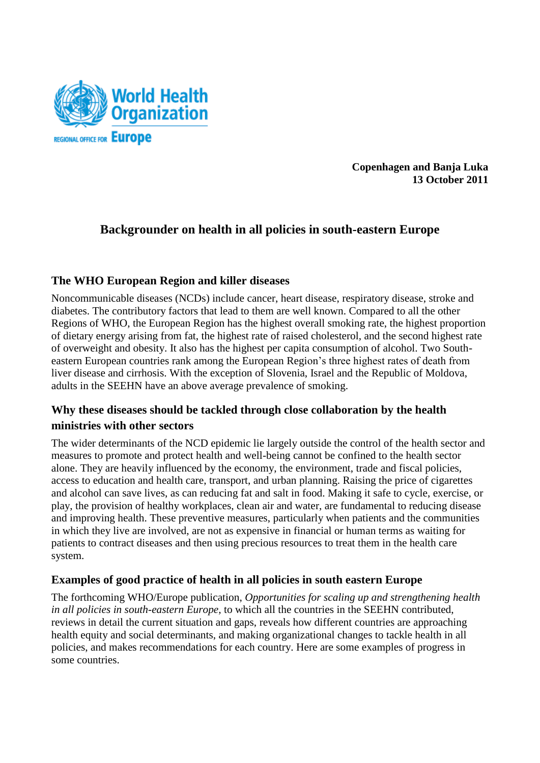World Health Organization
REGIONAL OFFICE FOR Europe

**Copenhagen and Banja Luka**
**13 October 2011**

# Backgrounder on health in all policies in south-eastern Europe

## The WHO European Region and killer diseases

Noncommunicable diseases (NCDs) include cancer, heart disease, respiratory disease, stroke and diabetes. The contributory factors that lead to them are well known. Compared to all the other Regions of WHO, the European Region has the highest overall smoking rate, the highest proportion of dietary energy arising from fat, the highest rate of raised cholesterol, and the second highest rate of overweight and obesity. It also has the highest per capita consumption of alcohol. Two South-eastern European countries rank among the European Region's three highest rates of death from liver disease and cirrhosis. With the exception of Slovenia, Israel and the Republic of Moldova, adults in the SEEHN have an above average prevalence of smoking.

## Why these diseases should be tackled through close collaboration by the health ministries with other sectors

The wider determinants of the NCD epidemic lie largely outside the control of the health sector and measures to promote and protect health and well-being cannot be confined to the health sector alone. They are heavily influenced by the economy, the environment, trade and fiscal policies, access to education and health care, transport, and urban planning. Raising the price of cigarettes and alcohol can save lives, as can reducing fat and salt in food. Making it safe to cycle, exercise, or play, the provision of healthy workplaces, clean air and water, are fundamental to reducing disease and improving health. These preventive measures, particularly when patients and the communities in which they live are involved, are not as expensive in financial or human terms as waiting for patients to contract diseases and then using precious resources to treat them in the health care system.

## Examples of good practice of health in all policies in south eastern Europe

The forthcoming WHO/Europe publication, *Opportunities for scaling up and strengthening health in all policies in south-eastern Europe*, to which all the countries in the SEEHN contributed, reviews in detail the current situation and gaps, reveals how different countries are approaching health equity and social determinants, and making organizational changes to tackle health in all policies, and makes recommendations for each country. Here are some examples of progress in some countries.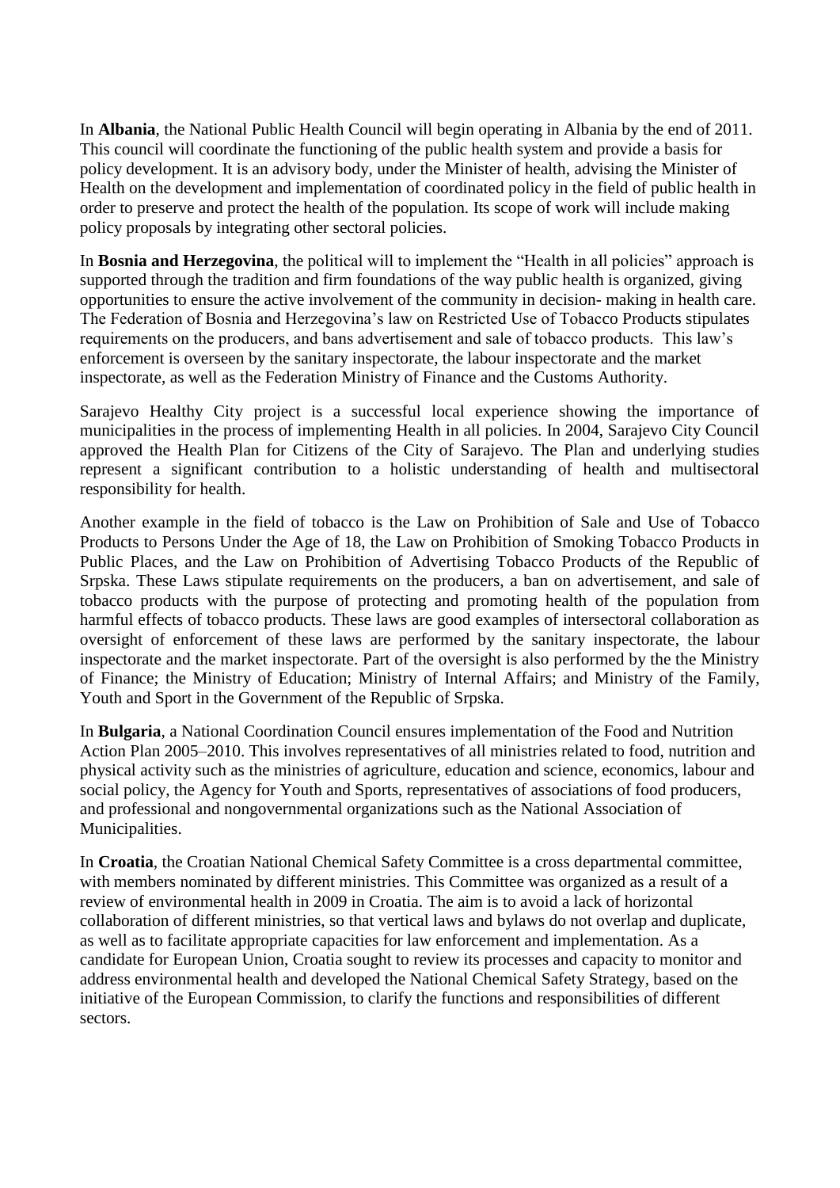In **Albania**, the National Public Health Council will begin operating in Albania by the end of 2011. This council will coordinate the functioning of the public health system and provide a basis for policy development. It is an advisory body, under the Minister of health, advising the Minister of Health on the development and implementation of coordinated policy in the field of public health in order to preserve and protect the health of the population. Its scope of work will include making policy proposals by integrating other sectoral policies.

In **Bosnia and Herzegovina**, the political will to implement the "Health in all policies" approach is supported through the tradition and firm foundations of the way public health is organized, giving opportunities to ensure the active involvement of the community in decision- making in health care. The Federation of Bosnia and Herzegovina's law on Restricted Use of Tobacco Products stipulates requirements on the producers, and bans advertisement and sale of tobacco products. This law's enforcement is overseen by the sanitary inspectorate, the labour inspectorate and the market inspectorate, as well as the Federation Ministry of Finance and the Customs Authority.

Sarajevo Healthy City project is a successful local experience showing the importance of municipalities in the process of implementing Health in all policies. In 2004, Sarajevo City Council approved the Health Plan for Citizens of the City of Sarajevo. The Plan and underlying studies represent a significant contribution to a holistic understanding of health and multisectoral responsibility for health.

Another example in the field of tobacco is the Law on Prohibition of Sale and Use of Tobacco Products to Persons Under the Age of 18, the Law on Prohibition of Smoking Tobacco Products in Public Places, and the Law on Prohibition of Advertising Tobacco Products of the Republic of Srpska. These Laws stipulate requirements on the producers, a ban on advertisement, and sale of tobacco products with the purpose of protecting and promoting health of the population from harmful effects of tobacco products. These laws are good examples of intersectoral collaboration as oversight of enforcement of these laws are performed by the sanitary inspectorate, the labour inspectorate and the market inspectorate. Part of the oversight is also performed by the the Ministry of Finance; the Ministry of Education; Ministry of Internal Affairs; and Ministry of the Family, Youth and Sport in the Government of the Republic of Srpska.

In **Bulgaria**, a National Coordination Council ensures implementation of the Food and Nutrition Action Plan 2005–2010. This involves representatives of all ministries related to food, nutrition and physical activity such as the ministries of agriculture, education and science, economics, labour and social policy, the Agency for Youth and Sports, representatives of associations of food producers, and professional and nongovernmental organizations such as the National Association of Municipalities.

In **Croatia**, the Croatian National Chemical Safety Committee is a cross departmental committee, with members nominated by different ministries. This Committee was organized as a result of a review of environmental health in 2009 in Croatia. The aim is to avoid a lack of horizontal collaboration of different ministries, so that vertical laws and bylaws do not overlap and duplicate, as well as to facilitate appropriate capacities for law enforcement and implementation. As a candidate for European Union, Croatia sought to review its processes and capacity to monitor and address environmental health and developed the National Chemical Safety Strategy, based on the initiative of the European Commission, to clarify the functions and responsibilities of different sectors.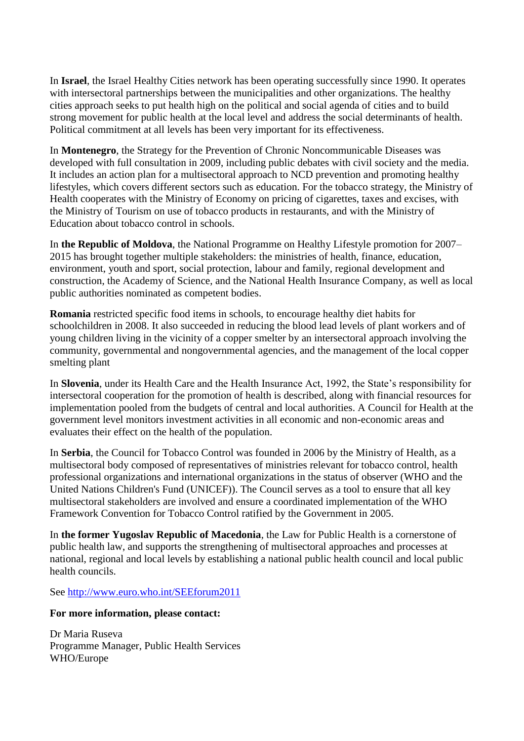In **Israel**, the Israel Healthy Cities network has been operating successfully since 1990. It operates with intersectoral partnerships between the municipalities and other organizations. The healthy cities approach seeks to put health high on the political and social agenda of cities and to build strong movement for public health at the local level and address the social determinants of health. Political commitment at all levels has been very important for its effectiveness.

In **Montenegro**, the Strategy for the Prevention of Chronic Noncommunicable Diseases was developed with full consultation in 2009, including public debates with civil society and the media. It includes an action plan for a multisectoral approach to NCD prevention and promoting healthy lifestyles, which covers different sectors such as education. For the tobacco strategy, the Ministry of Health cooperates with the Ministry of Economy on pricing of cigarettes, taxes and excises, with the Ministry of Tourism on use of tobacco products in restaurants, and with the Ministry of Education about tobacco control in schools.

In **the Republic of Moldova**, the National Programme on Healthy Lifestyle promotion for 2007–2015 has brought together multiple stakeholders: the ministries of health, finance, education, environment, youth and sport, social protection, labour and family, regional development and construction, the Academy of Science, and the National Health Insurance Company, as well as local public authorities nominated as competent bodies.

**Romania** restricted specific food items in schools, to encourage healthy diet habits for schoolchildren in 2008. It also succeeded in reducing the blood lead levels of plant workers and of young children living in the vicinity of a copper smelter by an intersectoral approach involving the community, governmental and nongovernmental agencies, and the management of the local copper smelting plant

In **Slovenia**, under its Health Care and the Health Insurance Act, 1992, the State's responsibility for intersectoral cooperation for the promotion of health is described, along with financial resources for implementation pooled from the budgets of central and local authorities. A Council for Health at the government level monitors investment activities in all economic and non-economic areas and evaluates their effect on the health of the population.

In **Serbia**, the Council for Tobacco Control was founded in 2006 by the Ministry of Health, as a multisectoral body composed of representatives of ministries relevant for tobacco control, health professional organizations and international organizations in the status of observer (WHO and the United Nations Children's Fund (UNICEF)). The Council serves as a tool to ensure that all key multisectoral stakeholders are involved and ensure a coordinated implementation of the WHO Framework Convention for Tobacco Control ratified by the Government in 2005.

In **the former Yugoslav Republic of Macedonia**, the Law for Public Health is a cornerstone of public health law, and supports the strengthening of multisectoral approaches and processes at national, regional and local levels by establishing a national public health council and local public health councils.

See [http://www.euro.who.int/SEEforum2011](http://www.euro.who.int/SEEforum2011)

**For more information, please contact:**

Dr Maria Ruseva
Programme Manager, Public Health Services
WHO/Europe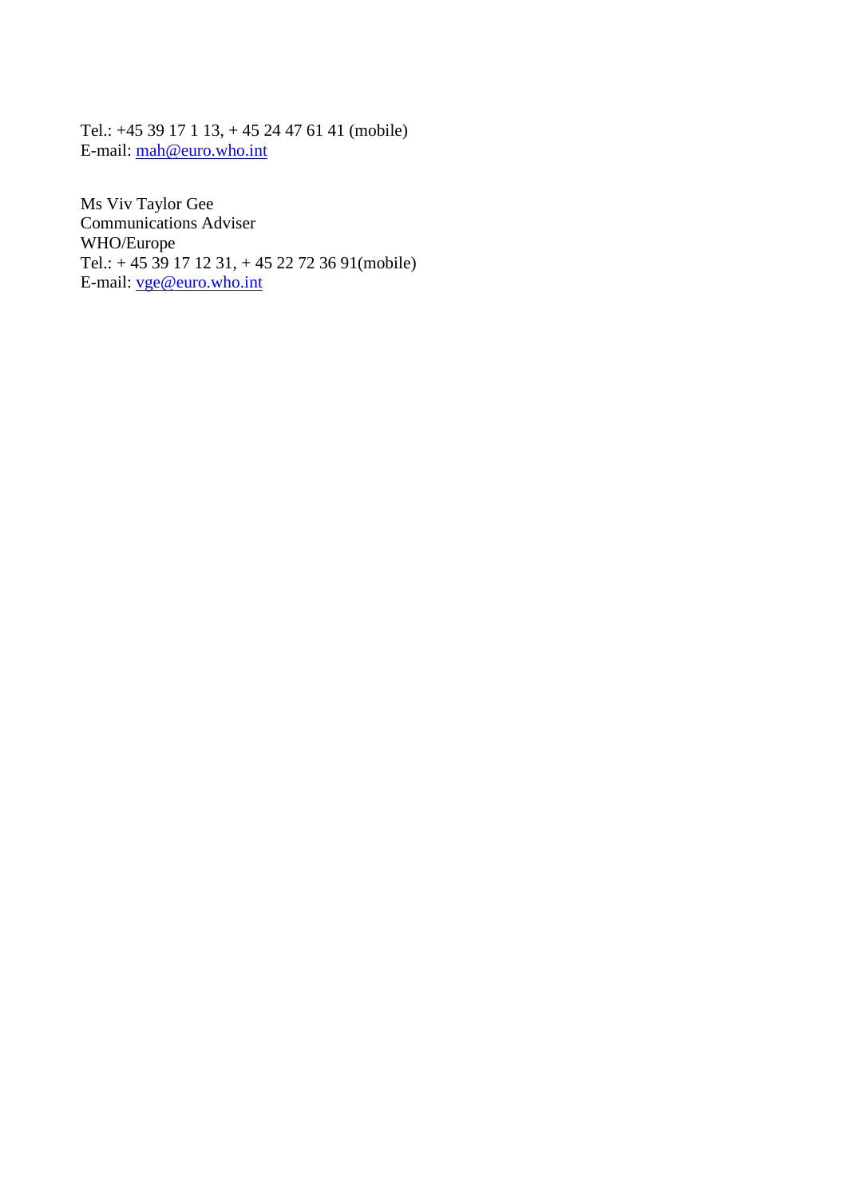Tel.: +45 39 17 1 13, + 45 24 47 61 41 (mobile)
E-mail: mah@euro.who.int

Ms Viv Taylor Gee
Communications Adviser
WHO/Europe
Tel.: + 45 39 17 12 31, + 45 22 72 36 91(mobile)
E-mail: vge@euro.who.int